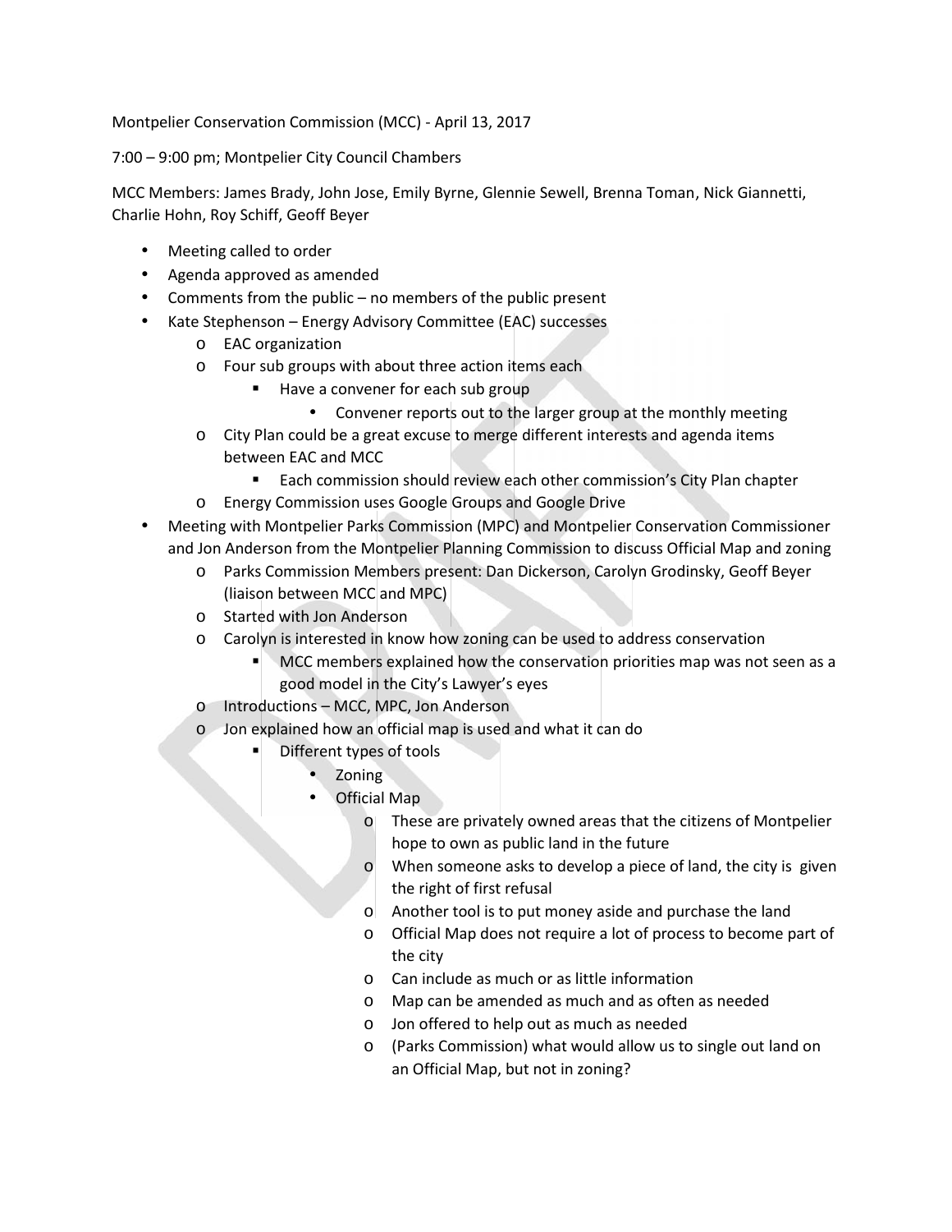Montpelier Conservation Commission (MCC) - April 13, 2017

7:00 – 9:00 pm; Montpelier City Council Chambers

MCC Members: James Brady, John Jose, Emily Byrne, Glennie Sewell, Brenna Toman, Nick Giannetti, Charlie Hohn, Roy Schiff, Geoff Beyer

- Meeting called to order
- Agenda approved as amended
- Comments from the public – no members of the public present
- Kate Stephenson – Energy Advisory Committee (EAC) successes
    - EAC organization
    - Four sub groups with about three action items each
        - Have a convener for each sub group
            - Convener reports out to the larger group at the monthly meeting
    - City Plan could be a great excuse to merge different interests and agenda items between EAC and MCC
        - Each commission should review each other commission's City Plan chapter
    - Energy Commission uses Google Groups and Google Drive
- Meeting with Montpelier Parks Commission (MPC) and Montpelier Conservation Commissioner and Jon Anderson from the Montpelier Planning Commission to discuss Official Map and zoning
    - Parks Commission Members present: Dan Dickerson, Carolyn Grodinsky, Geoff Beyer (liaison between MCC and MPC)
    - Started with Jon Anderson
    - Carolyn is interested in know how zoning can be used to address conservation
        - MCC members explained how the conservation priorities map was not seen as a good model in the City's Lawyer's eyes
    - Introductions – MCC, MPC, Jon Anderson
    - Jon explained how an official map is used and what it can do
        - Different types of tools
            - Zoning
            - Official Map
                - These are privately owned areas that the citizens of Montpelier hope to own as public land in the future
                - When someone asks to develop a piece of land, the city is given the right of first refusal
                - Another tool is to put money aside and purchase the land
                - Official Map does not require a lot of process to become part of the city
                - Can include as much or as little information
                - Map can be amended as much and as often as needed
                - Jon offered to help out as much as needed
                - (Parks Commission) what would allow us to single out land on an Official Map, but not in zoning?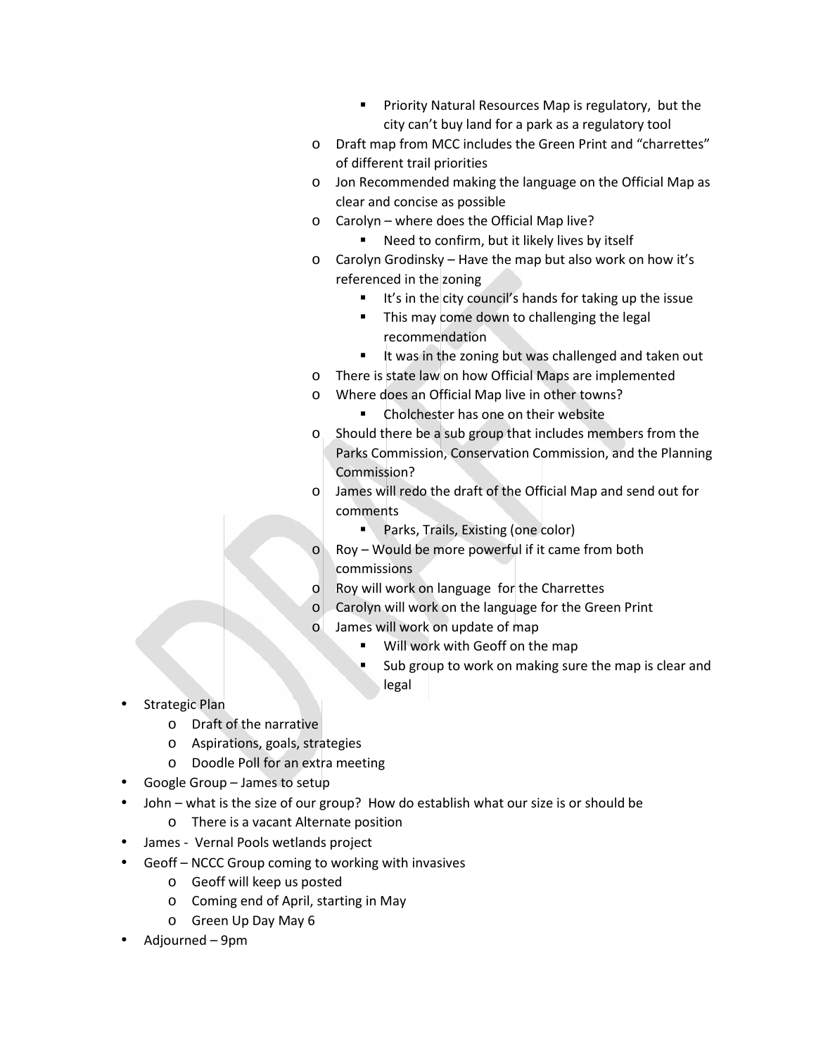- Priority Natural Resources Map is regulatory, but the city can't buy land for a park as a regulatory tool
    - Draft map from MCC includes the Green Print and "charrettes" of different trail priorities
    - Jon Recommended making the language on the Official Map as clear and concise as possible
    - Carolyn – where does the Official Map live?
        - Need to confirm, but it likely lives by itself
    - Carolyn Grodinsky – Have the map but also work on how it's referenced in the zoning
        - It's in the city council's hands for taking up the issue
        - This may come down to challenging the legal recommendation
        - It was in the zoning but was challenged and taken out
    - There is state law on how Official Maps are implemented
    - Where does an Official Map live in other towns?
        - Cholchester has one on their website
    - Should there be a sub group that includes members from the Parks Commission, Conservation Commission, and the Planning Commission?
    - James will redo the draft of the Official Map and send out for comments
        - Parks, Trails, Existing (one color)
    - Roy – Would be more powerful if it came from both commissions
    - Roy will work on language for the Charrettes
    - Carolyn will work on the language for the Green Print
    - James will work on update of map
        - Will work with Geoff on the map
        - Sub group to work on making sure the map is clear and legal

- Strategic Plan
    - Draft of the narrative
    - Aspirations, goals, strategies
    - Doodle Poll for an extra meeting
- Google Group – James to setup
- John – what is the size of our group? How do establish what our size is or should be
    - There is a vacant Alternate position
- James - Vernal Pools wetlands project
- Geoff – NCCC Group coming to working with invasives
    - Geoff will keep us posted
    - Coming end of April, starting in May
    - Green Up Day May 6
- Adjourned – 9pm